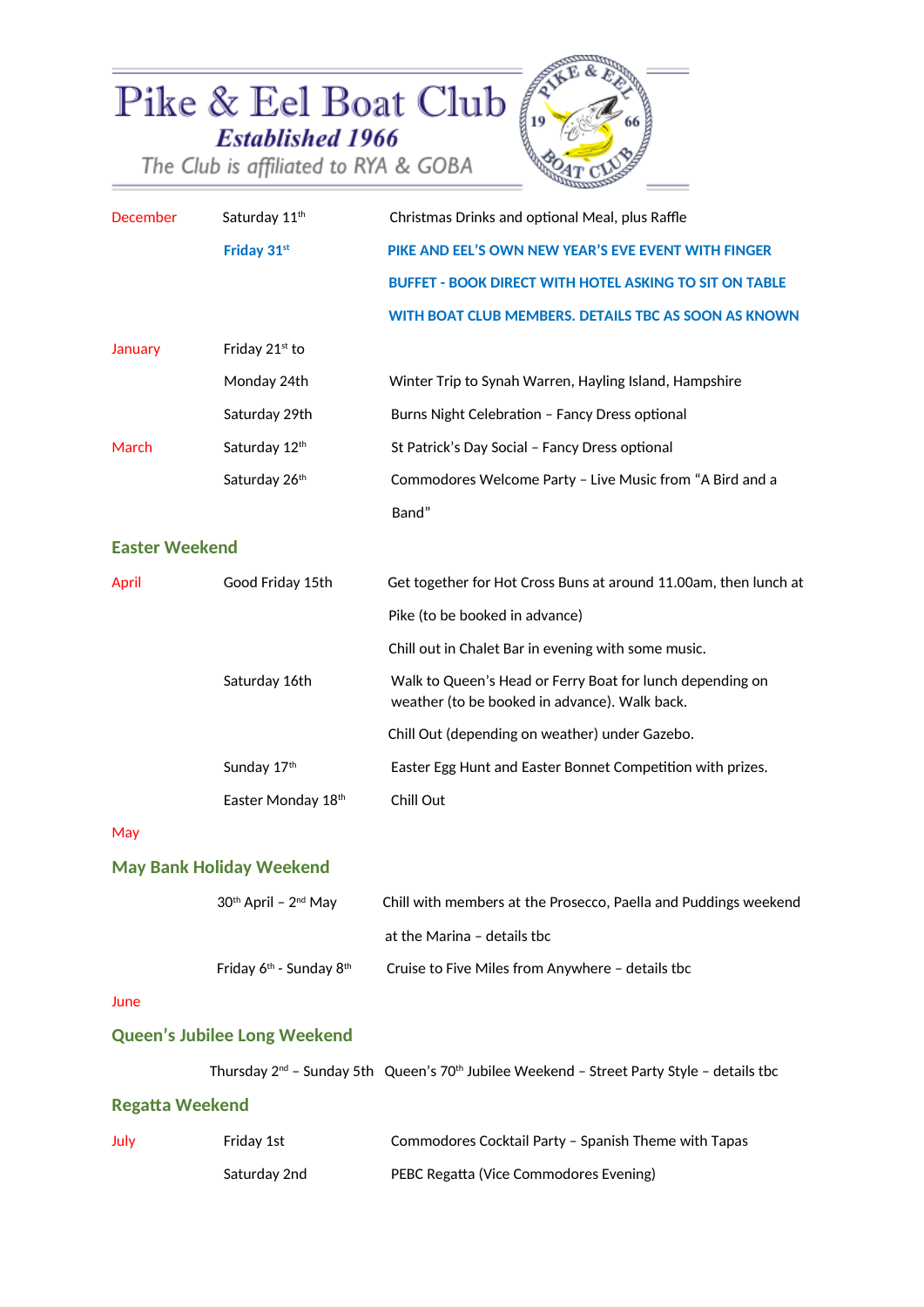# Pike & Eel Boat Club

***Established 1966***

*The Club is affiliated to RYA & GOBA*

| | | |
|---|---|---|
| December | Saturday 11th | Christmas Drinks and optional Meal, plus Raffle |
| | **Friday 31st** | **PIKE AND EEL'S OWN NEW YEAR'S EVE EVENT WITH FINGER BUFFET - BOOK DIRECT WITH HOTEL ASKING TO SIT ON TABLE WITH BOAT CLUB MEMBERS. DETAILS TBC AS SOON AS KNOWN** |
| January | Friday 21st to Monday 24th | Winter Trip to Synah Warren, Hayling Island, Hampshire |
| | Saturday 29th | Burns Night Celebration – Fancy Dress optional |
| March | Saturday 12th | St Patrick's Day Social – Fancy Dress optional |
| | Saturday 26th | Commodores Welcome Party – Live Music from "A Bird and a Band" |

## Easter Weekend

| | | |
|---|---|---|
| April | Good Friday 15th | Get together for Hot Cross Buns at around 11.00am, then lunch at Pike (to be booked in advance) |
| | | Chill out in Chalet Bar in evening with some music. |
| | Saturday 16th | Walk to Queen's Head or Ferry Boat for lunch depending on weather (to be booked in advance). Walk back. |
| | | Chill Out (depending on weather) under Gazebo. |
| | Sunday 17th | Easter Egg Hunt and Easter Bonnet Competition with prizes. |
| | Easter Monday 18th | Chill Out |

May

## May Bank Holiday Weekend

| | |
|---|---|
| 30th April – 2nd May | Chill with members at the Prosecco, Paella and Puddings weekend at the Marina – details tbc |
| Friday 6th - Sunday 8th | Cruise to Five Miles from Anywhere – details tbc |

June

## Queen's Jubilee Long Weekend

| | |
|---|---|
| Thursday 2nd – Sunday 5th | Queen's 70th Jubilee Weekend – Street Party Style – details tbc |

## Regatta Weekend

| | | |
|---|---|---|
| July | Friday 1st | Commodores Cocktail Party – Spanish Theme with Tapas |
| | Saturday 2nd | PEBC Regatta (Vice Commodores Evening) |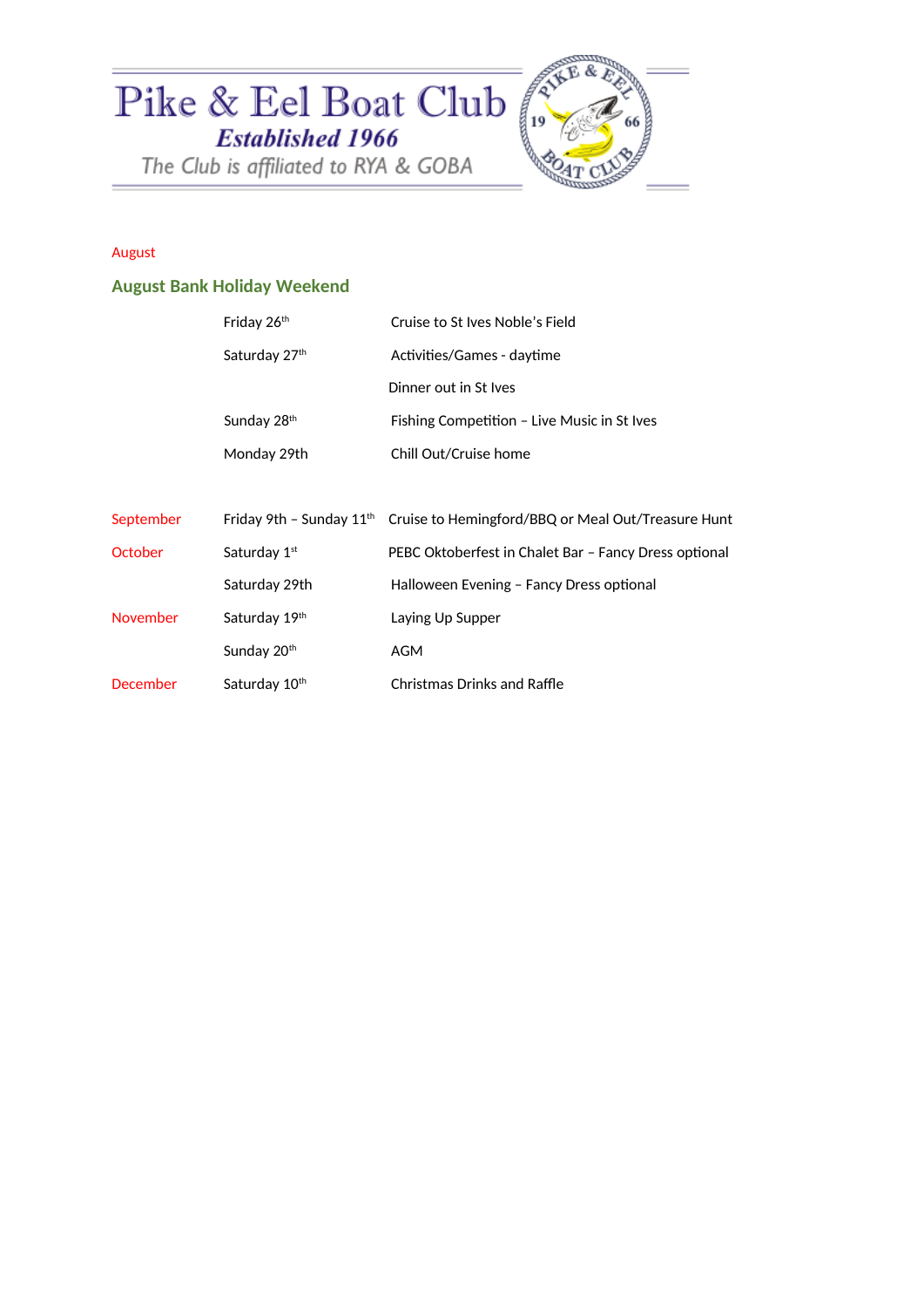# Pike & Eel Boat Club

***Established 1966***

*The Club is affiliated to RYA & GOBA*

August

## August Bank Holiday Weekend

| | | |
|---|---|---|
| | Friday 26th | Cruise to St Ives Noble's Field |
| | Saturday 27th | Activities/Games - daytime |
| | | Dinner out in St Ives |
| | Sunday 28th | Fishing Competition – Live Music in St Ives |
| | Monday 29th | Chill Out/Cruise home |
| September | Friday 9th – Sunday 11th | Cruise to Hemingford/BBQ or Meal Out/Treasure Hunt |
| October | Saturday 1st | PEBC Oktoberfest in Chalet Bar – Fancy Dress optional |
| | Saturday 29th | Halloween Evening – Fancy Dress optional |
| November | Saturday 19th | Laying Up Supper |
| | Sunday 20th | AGM |
| December | Saturday 10th | Christmas Drinks and Raffle |